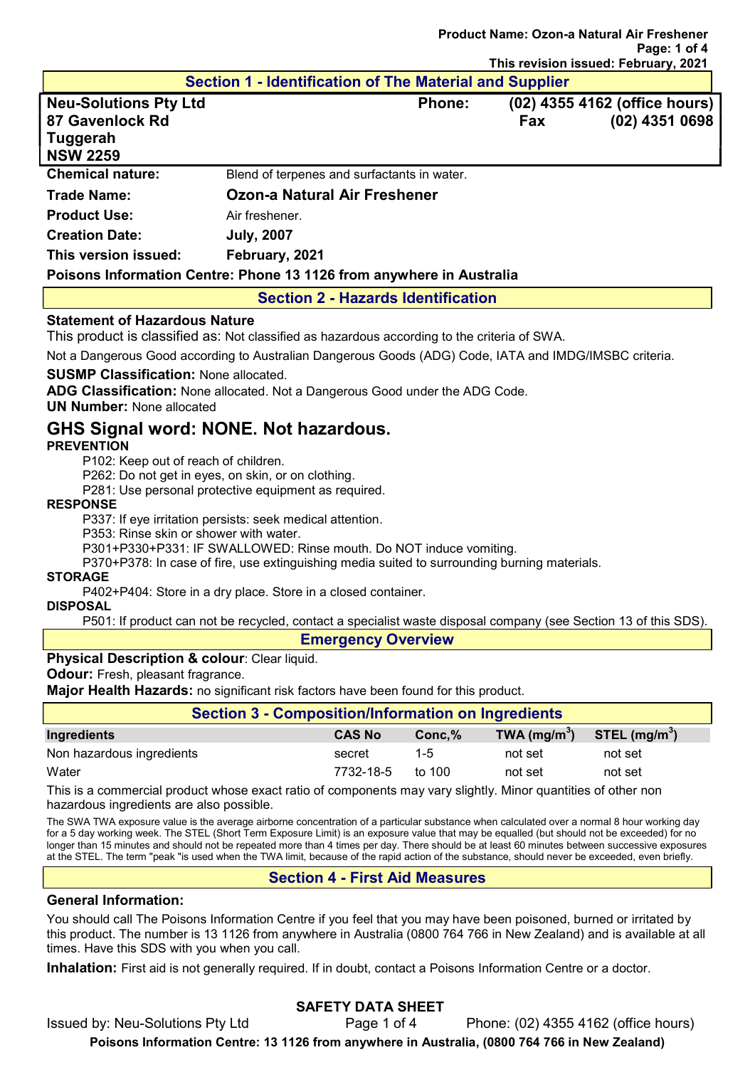## Section 1 - Identification of The Material and Supplier

**Neu-Solutions Pty Ltd**
**87 Gavenlock Rd**
**Tuggerah**
**NSW 2259**

**Phone:** **(02) 4355 4162 (office hours)**
**Fax** **(02) 4351 0698**

**Chemical nature:** Blend of terpenes and surfactants in water.

**Trade Name:** **Ozon-a Natural Air Freshener**

**Product Use:** Air freshener.

**Creation Date:** **July, 2007**

**This version issued:** **February, 2021**

**Poisons Information Centre: Phone 13 1126 from anywhere in Australia**

## Section 2 - Hazards Identification

**Statement of Hazardous Nature**

This product is classified as: Not classified as hazardous according to the criteria of SWA.

Not a Dangerous Good according to Australian Dangerous Goods (ADG) Code, IATA and IMDG/IMSBC criteria.

**SUSMP Classification:** None allocated.

**ADG Classification:** None allocated. Not a Dangerous Good under the ADG Code.

**UN Number:** None allocated

# GHS Signal word: NONE. Not hazardous.

**PREVENTION**

P102: Keep out of reach of children.
P262: Do not get in eyes, on skin, or on clothing.
P281: Use personal protective equipment as required.

**RESPONSE**

P337: If eye irritation persists: seek medical attention.
P353: Rinse skin or shower with water.
P301+P330+P331: IF SWALLOWED: Rinse mouth. Do NOT induce vomiting.
P370+P378: In case of fire, use extinguishing media suited to surrounding burning materials.

**STORAGE**

P402+P404: Store in a dry place. Store in a closed container.

**DISPOSAL**

P501: If product can not be recycled, contact a specialist waste disposal company (see Section 13 of this SDS).

## Emergency Overview

**Physical Description & colour**: Clear liquid.

**Odour:** Fresh, pleasant fragrance.

**Major Health Hazards:** no significant risk factors have been found for this product.

## Section 3 - Composition/Information on Ingredients

| Ingredients | CAS No | Conc,% | TWA (mg/m$^3$) | STEL (mg/m$^3$) |
|---|---|---|---|---|
| Non hazardous ingredients | secret | 1-5 | not set | not set |
| Water | 7732-18-5 | to 100 | not set | not set |

This is a commercial product whose exact ratio of components may vary slightly. Minor quantities of other non hazardous ingredients are also possible.

The SWA TWA exposure value is the average airborne concentration of a particular substance when calculated over a normal 8 hour working day for a 5 day working week. The STEL (Short Term Exposure Limit) is an exposure value that may be equalled (but should not be exceeded) for no longer than 15 minutes and should not be repeated more than 4 times per day. There should be at least 60 minutes between successive exposures at the STEL. The term "peak "is used when the TWA limit, because of the rapid action of the substance, should never be exceeded, even briefly.

## Section 4 - First Aid Measures

### General Information:

You should call The Poisons Information Centre if you feel that you may have been poisoned, burned or irritated by this product. The number is 13 1126 from anywhere in Australia (0800 764 766 in New Zealand) and is available at all times. Have this SDS with you when you call.

**Inhalation:** First aid is not generally required. If in doubt, contact a Poisons Information Centre or a doctor.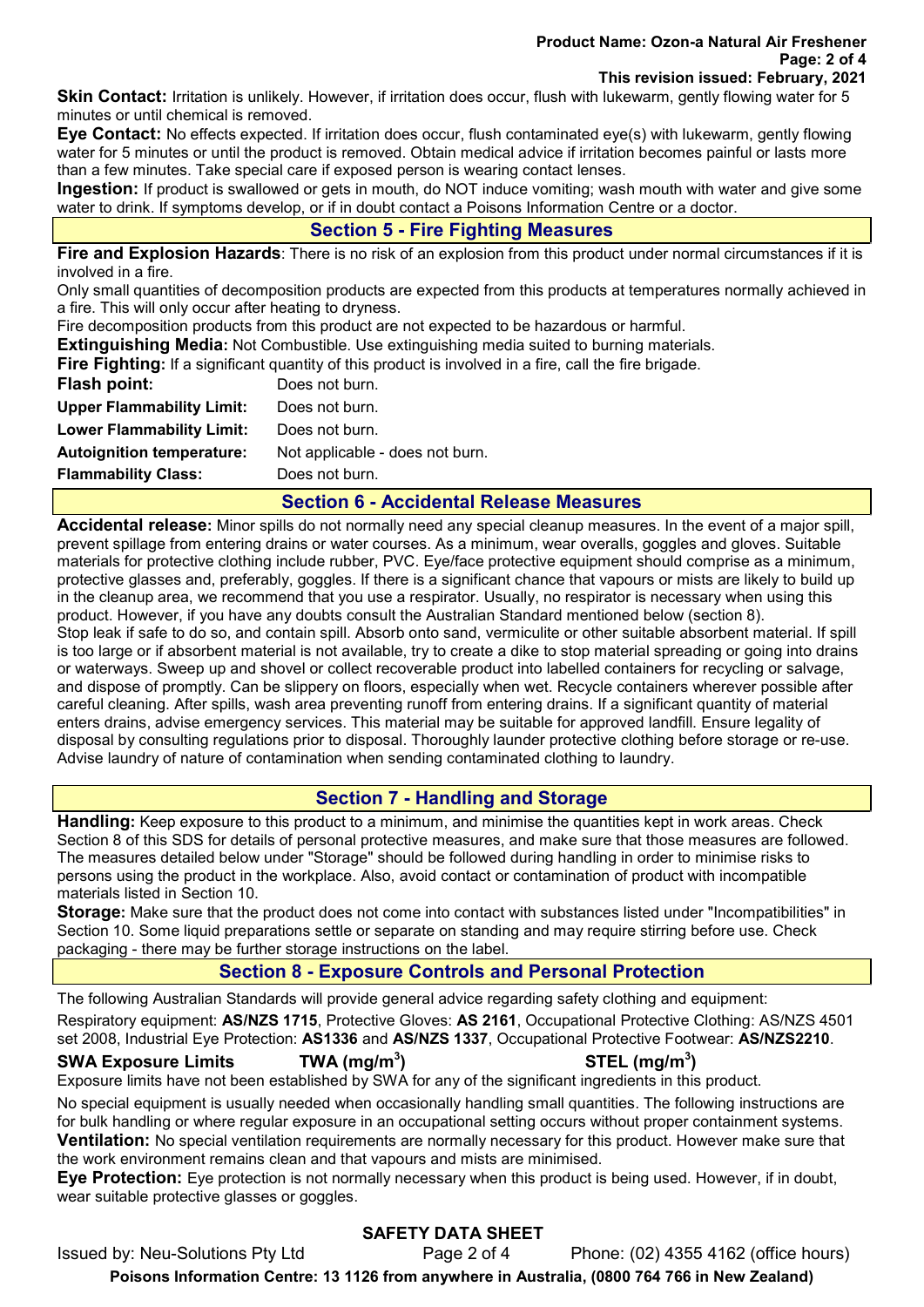**Skin Contact:** Irritation is unlikely. However, if irritation does occur, flush with lukewarm, gently flowing water for 5 minutes or until chemical is removed.

**Eye Contact:** No effects expected. If irritation does occur, flush contaminated eye(s) with lukewarm, gently flowing water for 5 minutes or until the product is removed. Obtain medical advice if irritation becomes painful or lasts more than a few minutes. Take special care if exposed person is wearing contact lenses.

**Ingestion:** If product is swallowed or gets in mouth, do NOT induce vomiting; wash mouth with water and give some water to drink. If symptoms develop, or if in doubt contact a Poisons Information Centre or a doctor.

## Section 5 - Fire Fighting Measures

**Fire and Explosion Hazards**: There is no risk of an explosion from this product under normal circumstances if it is involved in a fire.

Only small quantities of decomposition products are expected from this products at temperatures normally achieved in a fire. This will only occur after heating to dryness.

Fire decomposition products from this product are not expected to be hazardous or harmful.

**Extinguishing Media:** Not Combustible. Use extinguishing media suited to burning materials.

**Fire Fighting:** If a significant quantity of this product is involved in a fire, call the fire brigade.

| | |
|---|---|
| **Flash point:** | Does not burn. |
| **Upper Flammability Limit:** | Does not burn. |
| **Lower Flammability Limit:** | Does not burn. |
| **Autoignition temperature:** | Not applicable - does not burn. |
| **Flammability Class:** | Does not burn. |

## Section 6 - Accidental Release Measures

**Accidental release:** Minor spills do not normally need any special cleanup measures. In the event of a major spill, prevent spillage from entering drains or water courses. As a minimum, wear overalls, goggles and gloves. Suitable materials for protective clothing include rubber, PVC. Eye/face protective equipment should comprise as a minimum, protective glasses and, preferably, goggles. If there is a significant chance that vapours or mists are likely to build up in the cleanup area, we recommend that you use a respirator. Usually, no respirator is necessary when using this product. However, if you have any doubts consult the Australian Standard mentioned below (section 8).

Stop leak if safe to do so, and contain spill. Absorb onto sand, vermiculite or other suitable absorbent material. If spill is too large or if absorbent material is not available, try to create a dike to stop material spreading or going into drains or waterways. Sweep up and shovel or collect recoverable product into labelled containers for recycling or salvage, and dispose of promptly. Can be slippery on floors, especially when wet. Recycle containers wherever possible after careful cleaning. After spills, wash area preventing runoff from entering drains. If a significant quantity of material enters drains, advise emergency services. This material may be suitable for approved landfill. Ensure legality of disposal by consulting regulations prior to disposal. Thoroughly launder protective clothing before storage or re-use. Advise laundry of nature of contamination when sending contaminated clothing to laundry.

## Section 7 - Handling and Storage

**Handling:** Keep exposure to this product to a minimum, and minimise the quantities kept in work areas. Check Section 8 of this SDS for details of personal protective measures, and make sure that those measures are followed. The measures detailed below under "Storage" should be followed during handling in order to minimise risks to persons using the product in the workplace. Also, avoid contact or contamination of product with incompatible materials listed in Section 10.

**Storage:** Make sure that the product does not come into contact with substances listed under "Incompatibilities" in Section 10. Some liquid preparations settle or separate on standing and may require stirring before use. Check packaging - there may be further storage instructions on the label.

## Section 8 - Exposure Controls and Personal Protection

The following Australian Standards will provide general advice regarding safety clothing and equipment:

Respiratory equipment: **AS/NZS 1715**, Protective Gloves: **AS 2161**, Occupational Protective Clothing: AS/NZS 4501 set 2008, Industrial Eye Protection: **AS1336** and **AS/NZS 1337**, Occupational Protective Footwear: **AS/NZS2210**.

| **SWA Exposure Limits** | **TWA ($mg/m^3$)** | **STEL ($mg/m^3$)** |
|---|---|---|

Exposure limits have not been established by SWA for any of the significant ingredients in this product.

No special equipment is usually needed when occasionally handling small quantities. The following instructions are for bulk handling or where regular exposure in an occupational setting occurs without proper containment systems.

**Ventilation:** No special ventilation requirements are normally necessary for this product. However make sure that the work environment remains clean and that vapours and mists are minimised.

**Eye Protection:** Eye protection is not normally necessary when this product is being used. However, if in doubt, wear suitable protective glasses or goggles.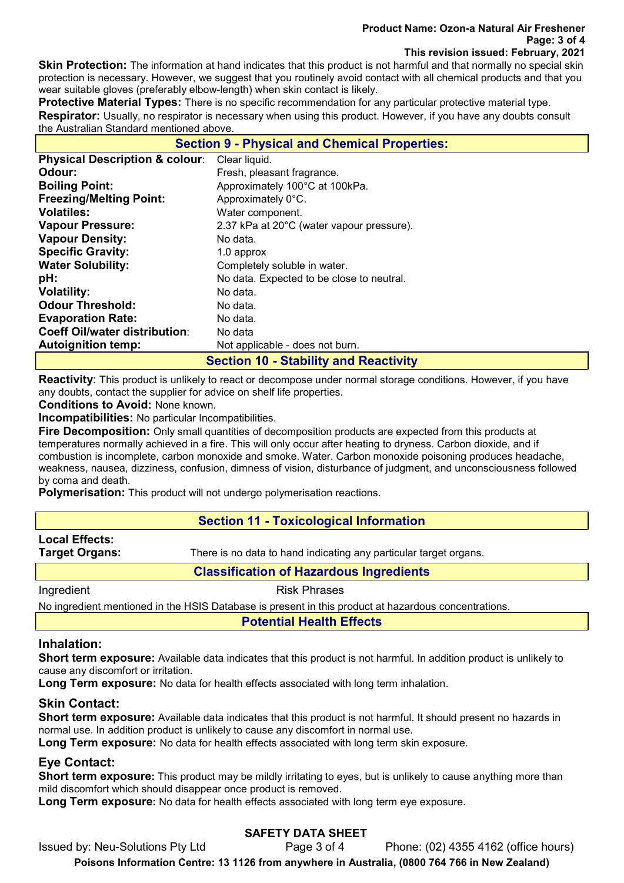**Skin Protection:** The information at hand indicates that this product is not harmful and that normally no special skin protection is necessary. However, we suggest that you routinely avoid contact with all chemical products and that you wear suitable gloves (preferably elbow-length) when skin contact is likely.

**Protective Material Types:** There is no specific recommendation for any particular protective material type.

**Respirator:** Usually, no respirator is necessary when using this product. However, if you have any doubts consult the Australian Standard mentioned above.

## Section 9 - Physical and Chemical Properties:

| | |
|---|---|
| **Physical Description & colour**: | Clear liquid. |
| **Odour:** | Fresh, pleasant fragrance. |
| **Boiling Point:** | Approximately 100°C at 100kPa. |
| **Freezing/Melting Point:** | Approximately 0°C. |
| **Volatiles:** | Water component. |
| **Vapour Pressure:** | 2.37 kPa at 20°C (water vapour pressure). |
| **Vapour Density:** | No data. |
| **Specific Gravity:** | 1.0 approx |
| **Water Solubility:** | Completely soluble in water. |
| **pH:** | No data. Expected to be close to neutral. |
| **Volatility:** | No data. |
| **Odour Threshold:** | No data. |
| **Evaporation Rate:** | No data. |
| **Coeff Oil/water distribution**: | No data |
| **Autoignition temp:** | Not applicable - does not burn. |

## Section 10 - Stability and Reactivity

**Reactivity**: This product is unlikely to react or decompose under normal storage conditions. However, if you have any doubts, contact the supplier for advice on shelf life properties.

**Conditions to Avoid:** None known.

**Incompatibilities:** No particular Incompatibilities.

**Fire Decomposition:** Only small quantities of decomposition products are expected from this products at temperatures normally achieved in a fire. This will only occur after heating to dryness. Carbon dioxide, and if combustion is incomplete, carbon monoxide and smoke. Water. Carbon monoxide poisoning produces headache, weakness, nausea, dizziness, confusion, dimness of vision, disturbance of judgment, and unconsciousness followed by coma and death.

**Polymerisation:** This product will not undergo polymerisation reactions.

## Section 11 - Toxicological Information

**Local Effects:**

**Target Organs:** There is no data to hand indicating any particular target organs.

### Classification of Hazardous Ingredients

| Ingredient | Risk Phrases |
|---|---|

No ingredient mentioned in the HSIS Database is present in this product at hazardous concentrations.

### Potential Health Effects

### Inhalation:

**Short term exposure:** Available data indicates that this product is not harmful. In addition product is unlikely to cause any discomfort or irritation.

**Long Term exposure:** No data for health effects associated with long term inhalation.

### Skin Contact:

**Short term exposure:** Available data indicates that this product is not harmful. It should present no hazards in normal use. In addition product is unlikely to cause any discomfort in normal use.

**Long Term exposure:** No data for health effects associated with long term skin exposure.

### Eye Contact:

**Short term exposure:** This product may be mildly irritating to eyes, but is unlikely to cause anything more than mild discomfort which should disappear once product is removed.

**Long Term exposure:** No data for health effects associated with long term eye exposure.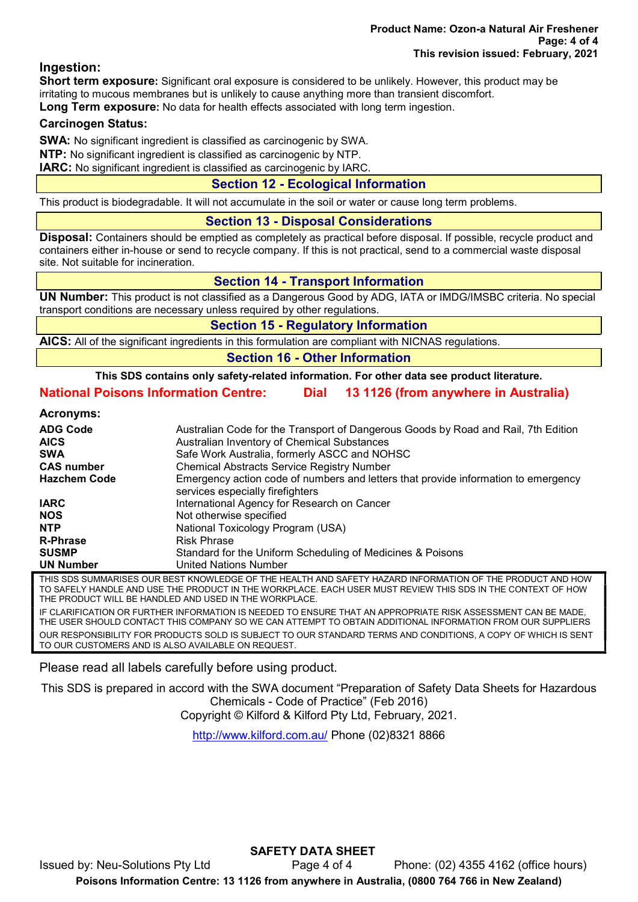### Ingestion:

**Short term exposure:** Significant oral exposure is considered to be unlikely. However, this product may be irritating to mucous membranes but is unlikely to cause anything more than transient discomfort.

**Long Term exposure:** No data for health effects associated with long term ingestion.

**Carcinogen Status:**

**SWA:** No significant ingredient is classified as carcinogenic by SWA.

**NTP:** No significant ingredient is classified as carcinogenic by NTP.

**IARC:** No significant ingredient is classified as carcinogenic by IARC.

## Section 12 - Ecological Information

This product is biodegradable. It will not accumulate in the soil or water or cause long term problems.

## Section 13 - Disposal Considerations

**Disposal:** Containers should be emptied as completely as practical before disposal. If possible, recycle product and containers either in-house or send to recycle company. If this is not practical, send to a commercial waste disposal site. Not suitable for incineration.

## Section 14 - Transport Information

**UN Number:** This product is not classified as a Dangerous Good by ADG, IATA or IMDG/IMSBC criteria. No special transport conditions are necessary unless required by other regulations.

## Section 15 - Regulatory Information

**AICS:** All of the significant ingredients in this formulation are compliant with NICNAS regulations.

## Section 16 - Other Information

**This SDS contains only safety-related information. For other data see product literature.**

**National Poisons Information Centre: Dial 13 1126 (from anywhere in Australia)**

**Acronyms:**

| | |
|---|---|
| **ADG Code** | Australian Code for the Transport of Dangerous Goods by Road and Rail, 7th Edition |
| **AICS** | Australian Inventory of Chemical Substances |
| **SWA** | Safe Work Australia, formerly ASCC and NOHSC |
| **CAS number** | Chemical Abstracts Service Registry Number |
| **Hazchem Code** | Emergency action code of numbers and letters that provide information to emergency services especially firefighters |
| **IARC** | International Agency for Research on Cancer |
| **NOS** | Not otherwise specified |
| **NTP** | National Toxicology Program (USA) |
| **R-Phrase** | Risk Phrase |
| **SUSMP** | Standard for the Uniform Scheduling of Medicines & Poisons |
| **UN Number** | United Nations Number |

THIS SDS SUMMARISES OUR BEST KNOWLEDGE OF THE HEALTH AND SAFETY HAZARD INFORMATION OF THE PRODUCT AND HOW TO SAFELY HANDLE AND USE THE PRODUCT IN THE WORKPLACE. EACH USER MUST REVIEW THIS SDS IN THE CONTEXT OF HOW THE PRODUCT WILL BE HANDLED AND USED IN THE WORKPLACE.

IF CLARIFICATION OR FURTHER INFORMATION IS NEEDED TO ENSURE THAT AN APPROPRIATE RISK ASSESSMENT CAN BE MADE, THE USER SHOULD CONTACT THIS COMPANY SO WE CAN ATTEMPT TO OBTAIN ADDITIONAL INFORMATION FROM OUR SUPPLIERS

OUR RESPONSIBILITY FOR PRODUCTS SOLD IS SUBJECT TO OUR STANDARD TERMS AND CONDITIONS, A COPY OF WHICH IS SENT TO OUR CUSTOMERS AND IS ALSO AVAILABLE ON REQUEST.

Please read all labels carefully before using product.

This SDS is prepared in accord with the SWA document "Preparation of Safety Data Sheets for Hazardous Chemicals - Code of Practice" (Feb 2016)
Copyright © Kilford & Kilford Pty Ltd, February, 2021.

http://www.kilford.com.au/ Phone (02)8321 8866